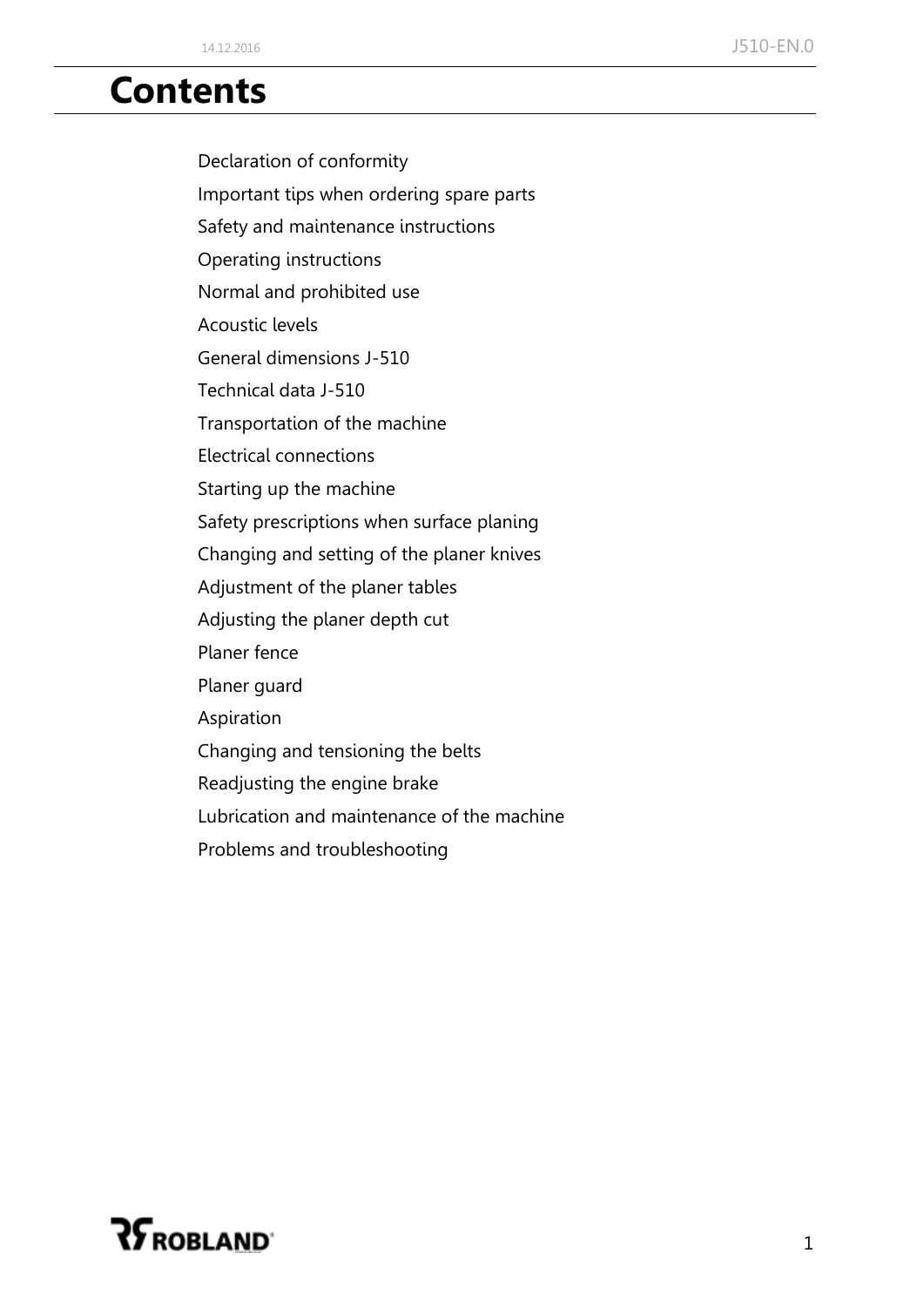# Contents

Declaration of conformity

Important tips when ordering spare parts

Safety and maintenance instructions

Operating instructions

Normal and prohibited use

Acoustic levels

General dimensions J-510

Technical data J-510

Transportation of the machine

Electrical connections

Starting up the machine

Safety prescriptions when surface planing

Changing and setting of the planer knives

Adjustment of the planer tables

Adjusting the planer depth cut

Planer fence

Planer guard

Aspiration

Changing and tensioning the belts

Readjusting the engine brake

Lubrication and maintenance of the machine

Problems and troubleshooting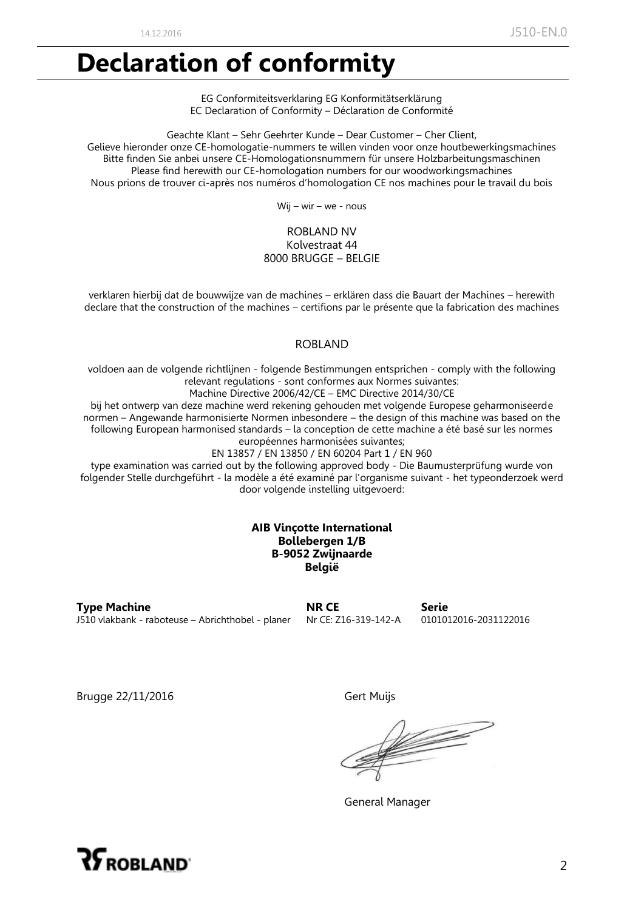# Declaration of conformity

EG Conformiteitsverklaring EG Konformitätserklärung
EC Declaration of Conformity – Déclaration de Conformité

Geachte Klant – Sehr Geehrter Kunde – Dear Customer – Cher Client,
Gelieve hieronder onze CE-homologatie-nummers te willen vinden voor onze houtbewerkingsmachines
Bitte finden Sie anbei unsere CE-Homologationsnummern für unsere Holzbarbeitungsmaschinen
Please find herewith our CE-homologation numbers for our woodworkingsmachines
Nous prions de trouver ci-après nos numéros d'homologation CE nos machines pour le travail du bois

Wij – wir – we - nous

ROBLAND NV
Kolvestraat 44
8000 BRUGGE – BELGIE

verklaren hierbij dat de bouwwijze van de machines – erklären dass die Bauart der Machines – herewith declare that the construction of the machines – certifions par le présente que la fabrication des machines

ROBLAND

voldoen aan de volgende richtlijnen - folgende Bestimmungen entsprichen - comply with the following relevant regulations - sont conformes aux Normes suivantes:
Machine Directive 2006/42/CE – EMC Directive 2014/30/CE
bij het ontwerp van deze machine werd rekening gehouden met volgende Europese geharmoniseerde normen – Angewande harmonisierte Normen inbesondere – the design of this machine was based on the following European harmonised standards – la conception de cette machine a été basé sur les normes européennes harmonisées suivantes;
EN 13857 / EN 13850 / EN 60204 Part 1 / EN 960
type examination was carried out by the following approved body - Die Baumusterprüfung wurde von folgender Stelle durchgeführt - la modèle a été examiné par l'organisme suivant - het typeonderzoek werd door volgende instelling uitgevoerd:

**AIB Vinçotte International**
**Bollebergen 1/B**
**B-9052 Zwijnaarde**
**België**

| Type Machine | NR CE | Serie |
|---|---|---|
| J510 vlakbank - raboteuse – Abrichthobel - planer | Nr CE: Z16-319-142-A | 0101012016-2031122016 |

Brugge 22/11/2016

Gert Muijs

General Manager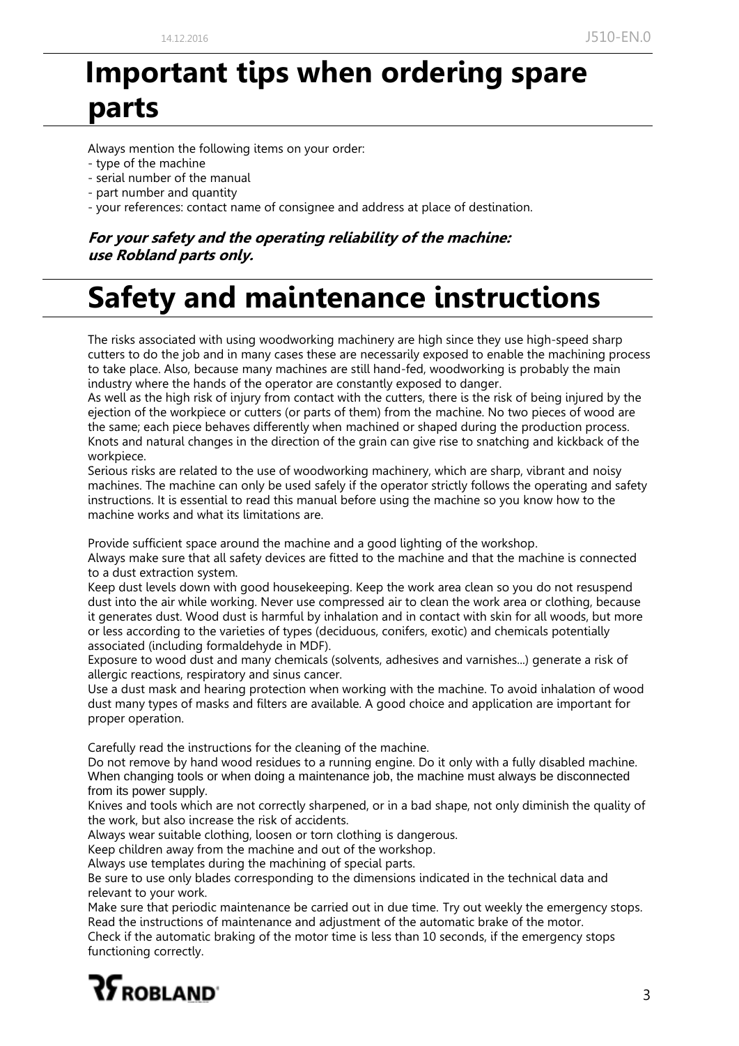# Important tips when ordering spare parts

Always mention the following items on your order:
- type of the machine
- serial number of the manual
- part number and quantity
- your references: contact name of consignee and address at place of destination.

***For your safety and the operating reliability of the machine: use Robland parts only.***

# Safety and maintenance instructions

The risks associated with using woodworking machinery are high since they use high-speed sharp cutters to do the job and in many cases these are necessarily exposed to enable the machining process to take place. Also, because many machines are still hand-fed, woodworking is probably the main industry where the hands of the operator are constantly exposed to danger.
As well as the high risk of injury from contact with the cutters, there is the risk of being injured by the ejection of the workpiece or cutters (or parts of them) from the machine. No two pieces of wood are the same; each piece behaves differently when machined or shaped during the production process. Knots and natural changes in the direction of the grain can give rise to snatching and kickback of the workpiece.
Serious risks are related to the use of woodworking machinery, which are sharp, vibrant and noisy machines. The machine can only be used safely if the operator strictly follows the operating and safety instructions. It is essential to read this manual before using the machine so you know how to the machine works and what its limitations are.

Provide sufficient space around the machine and a good lighting of the workshop.
Always make sure that all safety devices are fitted to the machine and that the machine is connected to a dust extraction system.
Keep dust levels down with good housekeeping. Keep the work area clean so you do not resuspend dust into the air while working. Never use compressed air to clean the work area or clothing, because it generates dust. Wood dust is harmful by inhalation and in contact with skin for all woods, but more or less according to the varieties of types (deciduous, conifers, exotic) and chemicals potentially associated (including formaldehyde in MDF).
Exposure to wood dust and many chemicals (solvents, adhesives and varnishes...) generate a risk of allergic reactions, respiratory and sinus cancer.
Use a dust mask and hearing protection when working with the machine. To avoid inhalation of wood dust many types of masks and filters are available. A good choice and application are important for proper operation.

Carefully read the instructions for the cleaning of the machine.
Do not remove by hand wood residues to a running engine. Do it only with a fully disabled machine.
When changing tools or when doing a maintenance job, the machine must always be disconnected from its power supply.
Knives and tools which are not correctly sharpened, or in a bad shape, not only diminish the quality of the work, but also increase the risk of accidents.
Always wear suitable clothing, loosen or torn clothing is dangerous.
Keep children away from the machine and out of the workshop.
Always use templates during the machining of special parts.
Be sure to use only blades corresponding to the dimensions indicated in the technical data and relevant to your work.
Make sure that periodic maintenance be carried out in due time. Try out weekly the emergency stops.
Read the instructions of maintenance and adjustment of the automatic brake of the motor.
Check if the automatic braking of the motor time is less than 10 seconds, if the emergency stops functioning correctly.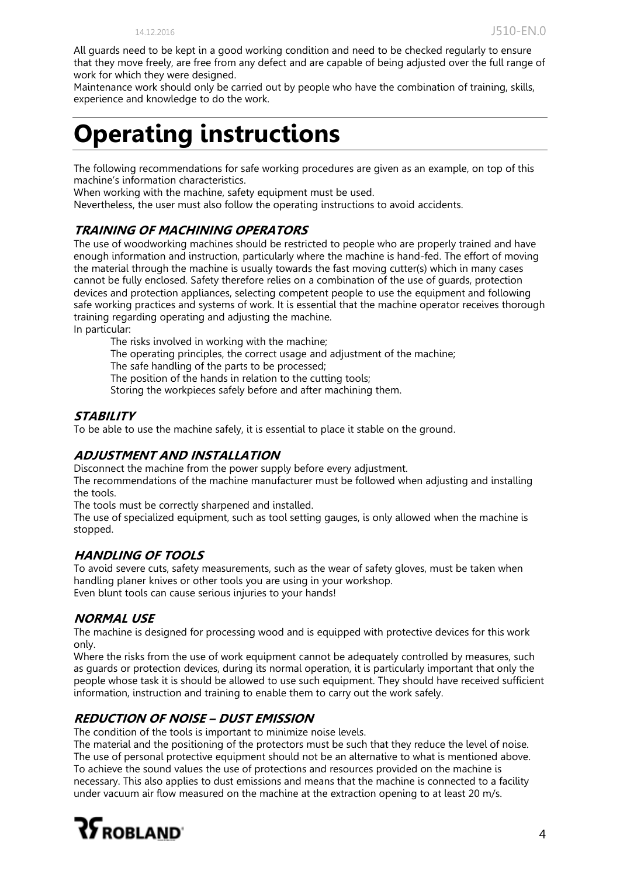All guards need to be kept in a good working condition and need to be checked regularly to ensure that they move freely, are free from any defect and are capable of being adjusted over the full range of work for which they were designed.
Maintenance work should only be carried out by people who have the combination of training, skills, experience and knowledge to do the work.

# Operating instructions

The following recommendations for safe working procedures are given as an example, on top of this machine's information characteristics.
When working with the machine, safety equipment must be used.
Nevertheless, the user must also follow the operating instructions to avoid accidents.

### *TRAINING OF MACHINING OPERATORS*

The use of woodworking machines should be restricted to people who are properly trained and have enough information and instruction, particularly where the machine is hand-fed. The effort of moving the material through the machine is usually towards the fast moving cutter(s) which in many cases cannot be fully enclosed. Safety therefore relies on a combination of the use of guards, protection devices and protection appliances, selecting competent people to use the equipment and following safe working practices and systems of work. It is essential that the machine operator receives thorough training regarding operating and adjusting the machine.
In particular:

- The risks involved in working with the machine;
- The operating principles, the correct usage and adjustment of the machine;
- The safe handling of the parts to be processed;
- The position of the hands in relation to the cutting tools;
- Storing the workpieces safely before and after machining them.

### *STABILITY*

To be able to use the machine safely, it is essential to place it stable on the ground.

### *ADJUSTMENT AND INSTALLATION*

Disconnect the machine from the power supply before every adjustment.
The recommendations of the machine manufacturer must be followed when adjusting and installing the tools.
The tools must be correctly sharpened and installed.
The use of specialized equipment, such as tool setting gauges, is only allowed when the machine is stopped.

### *HANDLING OF TOOLS*

To avoid severe cuts, safety measurements, such as the wear of safety gloves, must be taken when handling planer knives or other tools you are using in your workshop.
Even blunt tools can cause serious injuries to your hands!

### *NORMAL USE*

The machine is designed for processing wood and is equipped with protective devices for this work only.
Where the risks from the use of work equipment cannot be adequately controlled by measures, such as guards or protection devices, during its normal operation, it is particularly important that only the people whose task it is should be allowed to use such equipment. They should have received sufficient information, instruction and training to enable them to carry out the work safely.

### *REDUCTION OF NOISE – DUST EMISSION*

The condition of the tools is important to minimize noise levels.
The material and the positioning of the protectors must be such that they reduce the level of noise.
The use of personal protective equipment should not be an alternative to what is mentioned above.
To achieve the sound values the use of protections and resources provided on the machine is necessary. This also applies to dust emissions and means that the machine is connected to a facility under vacuum air flow measured on the machine at the extraction opening to at least 20 m/s.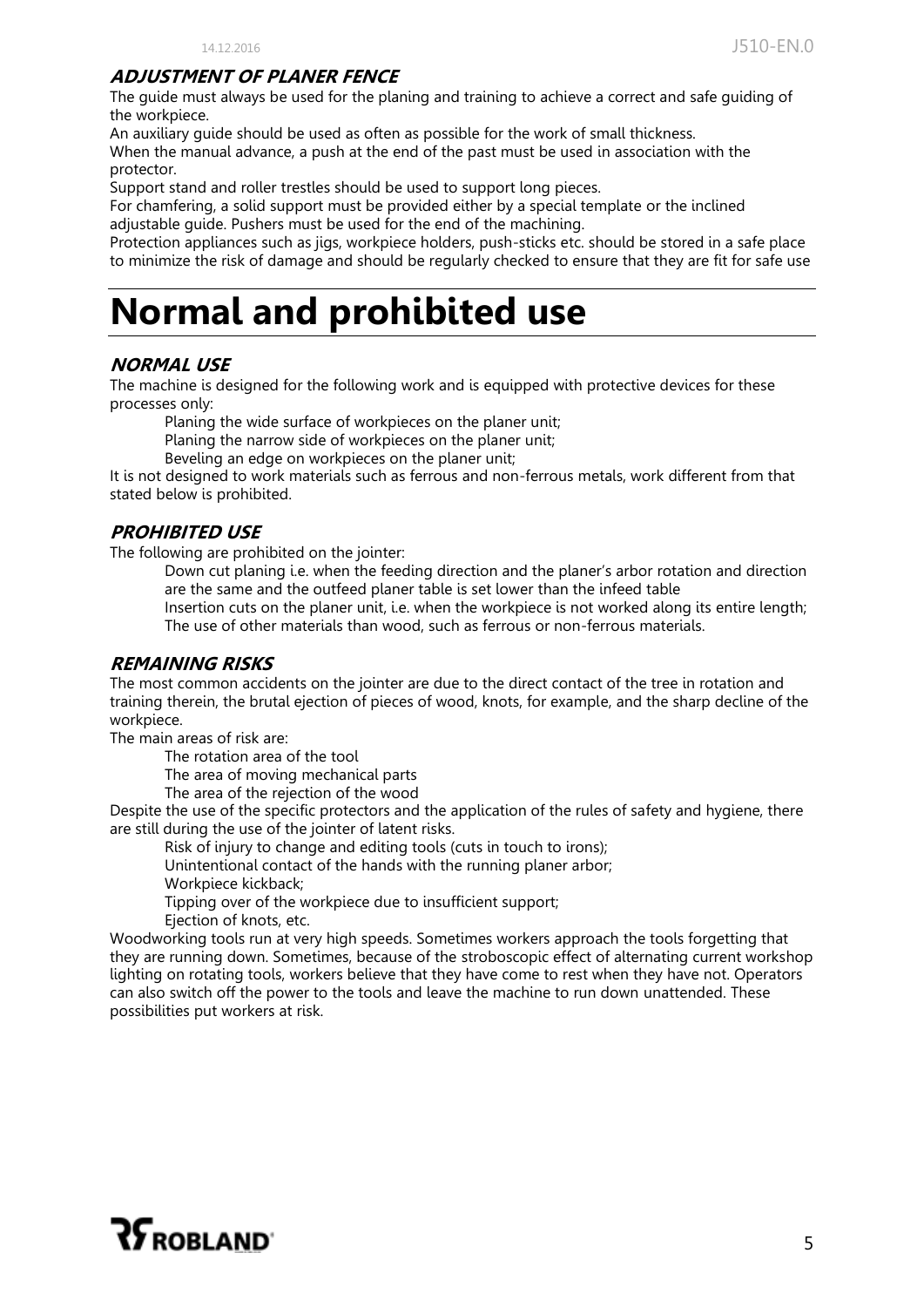### ADJUSTMENT OF PLANER FENCE

The guide must always be used for the planing and training to achieve a correct and safe guiding of the workpiece.

An auxiliary guide should be used as often as possible for the work of small thickness.

When the manual advance, a push at the end of the past must be used in association with the protector.

Support stand and roller trestles should be used to support long pieces.

For chamfering, a solid support must be provided either by a special template or the inclined adjustable guide. Pushers must be used for the end of the machining.

Protection appliances such as jigs, workpiece holders, push-sticks etc. should be stored in a safe place to minimize the risk of damage and should be regularly checked to ensure that they are fit for safe use

# Normal and prohibited use

### NORMAL USE

The machine is designed for the following work and is equipped with protective devices for these processes only:

- Planing the wide surface of workpieces on the planer unit;
- Planing the narrow side of workpieces on the planer unit;
- Beveling an edge on workpieces on the planer unit;

It is not designed to work materials such as ferrous and non-ferrous metals, work different from that stated below is prohibited.

### PROHIBITED USE

The following are prohibited on the jointer:

- Down cut planing i.e. when the feeding direction and the planer's arbor rotation and direction are the same and the outfeed planer table is set lower than the infeed table
- Insertion cuts on the planer unit, i.e. when the workpiece is not worked along its entire length;
- The use of other materials than wood, such as ferrous or non-ferrous materials.

### REMAINING RISKS

The most common accidents on the jointer are due to the direct contact of the tree in rotation and training therein, the brutal ejection of pieces of wood, knots, for example, and the sharp decline of the workpiece.

The main areas of risk are:

- The rotation area of the tool
- The area of moving mechanical parts
- The area of the rejection of the wood

Despite the use of the specific protectors and the application of the rules of safety and hygiene, there are still during the use of the jointer of latent risks.

- Risk of injury to change and editing tools (cuts in touch to irons);
- Unintentional contact of the hands with the running planer arbor;
- Workpiece kickback;
- Tipping over of the workpiece due to insufficient support;
- Ejection of knots, etc.

Woodworking tools run at very high speeds. Sometimes workers approach the tools forgetting that they are running down. Sometimes, because of the stroboscopic effect of alternating current workshop lighting on rotating tools, workers believe that they have come to rest when they have not. Operators can also switch off the power to the tools and leave the machine to run down unattended. These possibilities put workers at risk.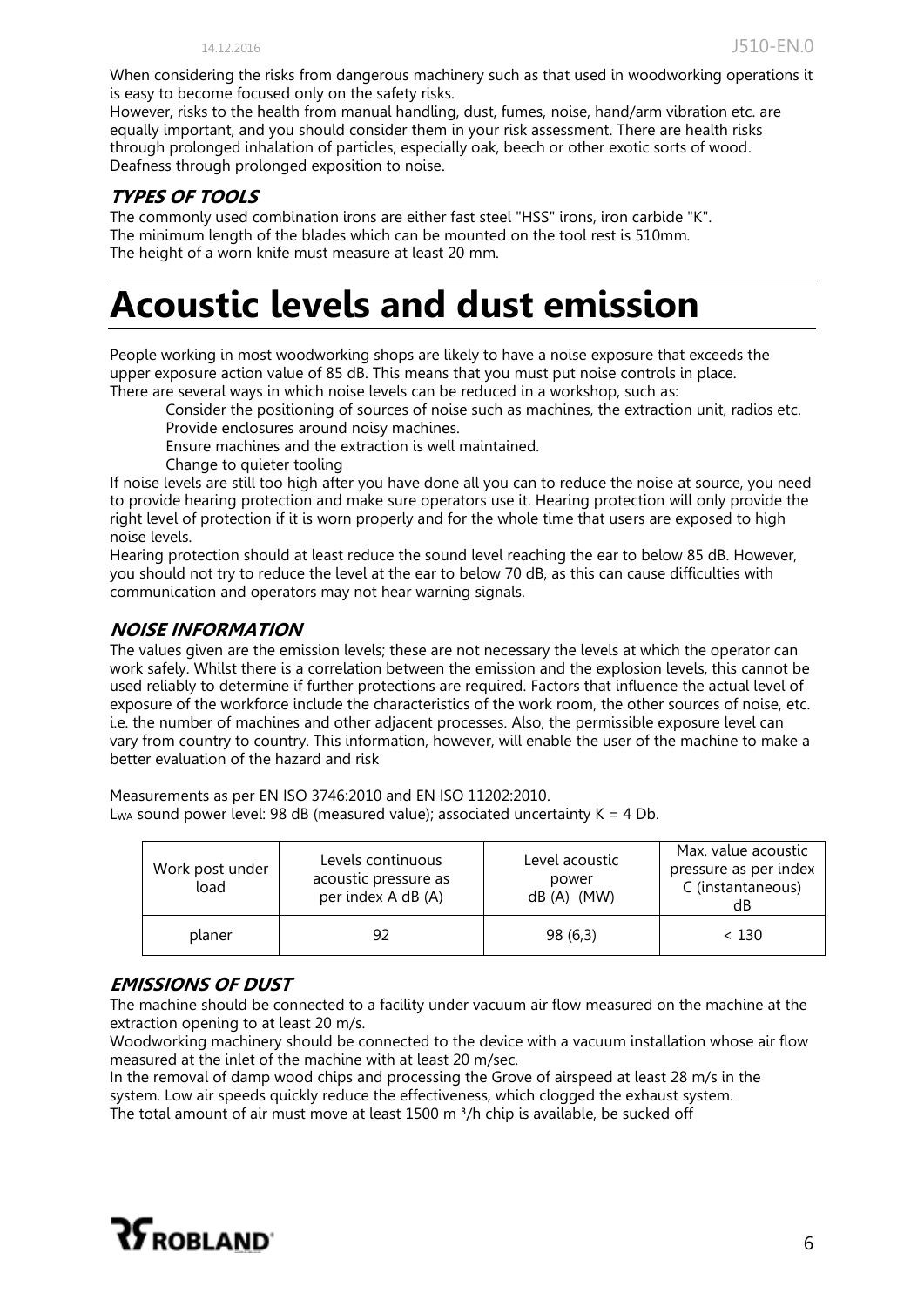When considering the risks from dangerous machinery such as that used in woodworking operations it is easy to become focused only on the safety risks.
However, risks to the health from manual handling, dust, fumes, noise, hand/arm vibration etc. are equally important, and you should consider them in your risk assessment. There are health risks through prolonged inhalation of particles, especially oak, beech or other exotic sorts of wood. Deafness through prolonged exposition to noise.

### *TYPES OF TOOLS*

The commonly used combination irons are either fast steel "HSS" irons, iron carbide "K".
The minimum length of the blades which can be mounted on the tool rest is 510mm.
The height of a worn knife must measure at least 20 mm.

# Acoustic levels and dust emission

People working in most woodworking shops are likely to have a noise exposure that exceeds the upper exposure action value of 85 dB. This means that you must put noise controls in place.
There are several ways in which noise levels can be reduced in a workshop, such as:

- Consider the positioning of sources of noise such as machines, the extraction unit, radios etc.
- Provide enclosures around noisy machines.
- Ensure machines and the extraction is well maintained.
- Change to quieter tooling

If noise levels are still too high after you have done all you can to reduce the noise at source, you need to provide hearing protection and make sure operators use it. Hearing protection will only provide the right level of protection if it is worn properly and for the whole time that users are exposed to high noise levels.
Hearing protection should at least reduce the sound level reaching the ear to below 85 dB. However, you should not try to reduce the level at the ear to below 70 dB, as this can cause difficulties with communication and operators may not hear warning signals.

### *NOISE INFORMATION*

The values given are the emission levels; these are not necessary the levels at which the operator can work safely. Whilst there is a correlation between the emission and the explosion levels, this cannot be used reliably to determine if further protections are required. Factors that influence the actual level of exposure of the workforce include the characteristics of the work room, the other sources of noise, etc. i.e. the number of machines and other adjacent processes. Also, the permissible exposure level can vary from country to country. This information, however, will enable the user of the machine to make a better evaluation of the hazard and risk

Measurements as per EN ISO 3746:2010 and EN ISO 11202:2010.
$L_{WA}$ sound power level: 98 dB (measured value); associated uncertainty K = 4 Db.

| Work post under load | Levels continuous acoustic pressure as per index A dB (A) | Level acoustic power dB (A) (MW) | Max. value acoustic pressure as per index C (instantaneous) dB |
|---|---|---|---|
| planer | 92 | 98 (6,3) | < 130 |

### *EMISSIONS OF DUST*

The machine should be connected to a facility under vacuum air flow measured on the machine at the extraction opening to at least 20 m/s.
Woodworking machinery should be connected to the device with a vacuum installation whose air flow measured at the inlet of the machine with at least 20 m/sec.
In the removal of damp wood chips and processing the Grove of airspeed at least 28 m/s in the system. Low air speeds quickly reduce the effectiveness, which clogged the exhaust system.
The total amount of air must move at least 1500 $m^3$/h chip is available, be sucked off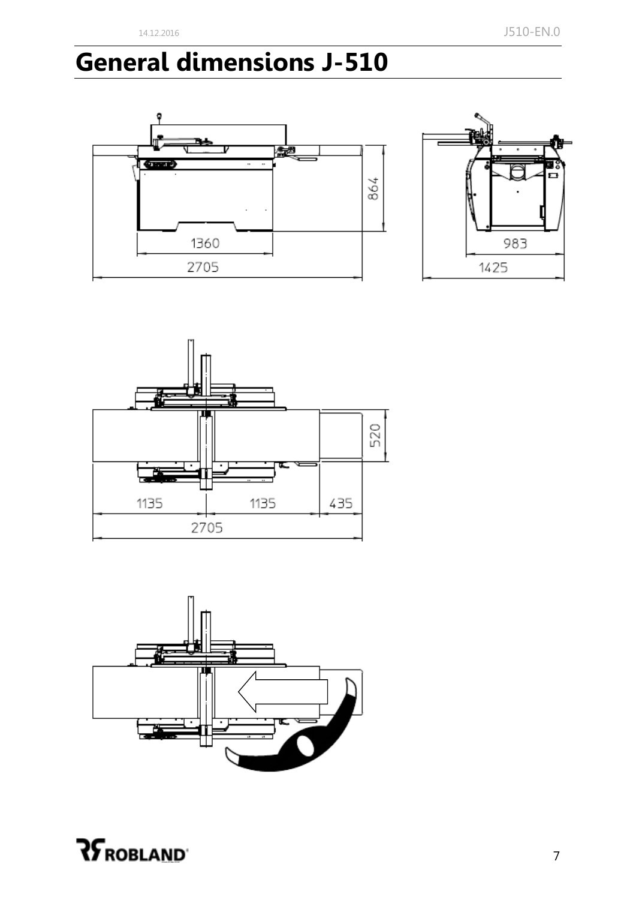# General dimensions J-510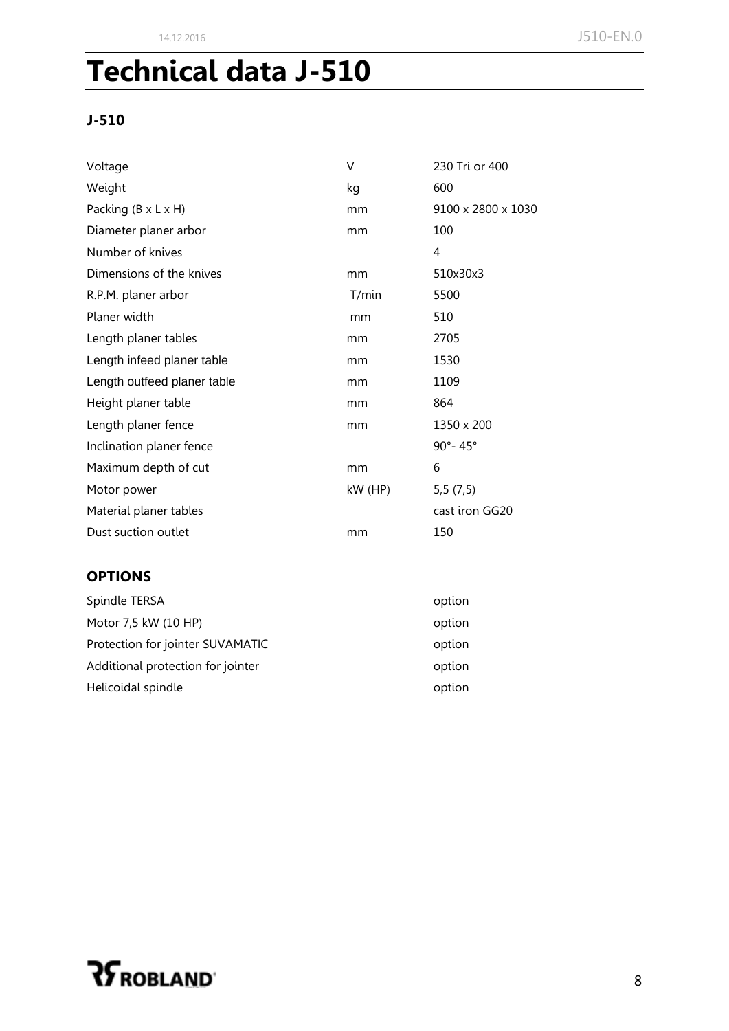# Technical data J-510

### J-510

| | | |
|---|---|---|
| Voltage | V | 230 Tri or 400 |
| Weight | kg | 600 |
| Packing (B x L x H) | mm | 9100 x 2800 x 1030 |
| Diameter planer arbor | mm | 100 |
| Number of knives | | 4 |
| Dimensions of the knives | mm | 510x30x3 |
| R.P.M. planer arbor | T/min | 5500 |
| Planer width | mm | 510 |
| Length planer tables | mm | 2705 |
| Length infeed planer table | mm | 1530 |
| Length outfeed planer table | mm | 1109 |
| Height planer table | mm | 864 |
| Length planer fence | mm | 1350 x 200 |
| Inclination planer fence | | 90°- 45° |
| Maximum depth of cut | mm | 6 |
| Motor power | kW (HP) | 5,5 (7,5) |
| Material planer tables | | cast iron GG20 |
| Dust suction outlet | mm | 150 |

## OPTIONS

| | |
|---|---|
| Spindle TERSA | option |
| Motor 7,5 kW (10 HP) | option |
| Protection for jointer SUVAMATIC | option |
| Additional protection for jointer | option |
| Helicoidal spindle | option |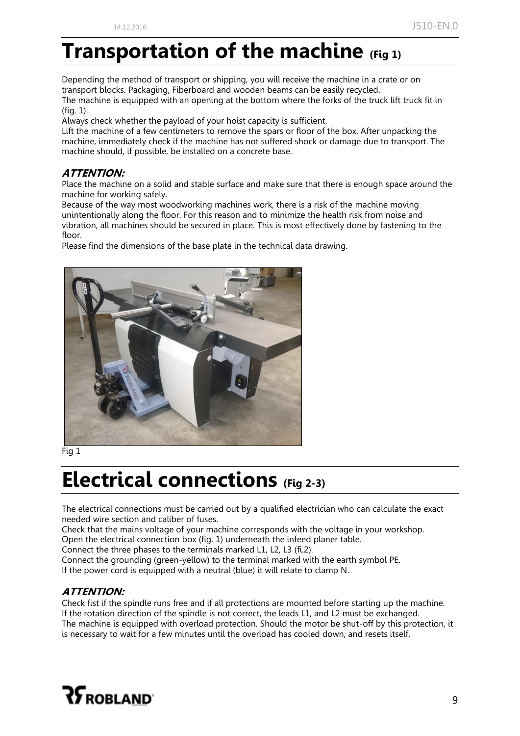# Transportation of the machine (Fig 1)

Depending the method of transport or shipping, you will receive the machine in a crate or on transport blocks. Packaging, Fiberboard and wooden beams can be easily recycled.
The machine is equipped with an opening at the bottom where the forks of the truck lift truck fit in (fig. 1).
Always check whether the payload of your hoist capacity is sufficient.
Lift the machine of a few centimeters to remove the spars or floor of the box. After unpacking the machine, immediately check if the machine has not suffered shock or damage due to transport. The machine should, if possible, be installed on a concrete base.

***ATTENTION:***

Place the machine on a solid and stable surface and make sure that there is enough space around the machine for working safely.
Because of the way most woodworking machines work, there is a risk of the machine moving unintentionally along the floor. For this reason and to minimize the health risk from noise and vibration, all machines should be secured in place. This is most effectively done by fastening to the floor.
Please find the dimensions of the base plate in the technical data drawing.

Fig 1

# Electrical connections (Fig 2-3)

The electrical connections must be carried out by a qualified electrician who can calculate the exact needed wire section and caliber of fuses.
Check that the mains voltage of your machine corresponds with the voltage in your workshop.
Open the electrical connection box (fig. 1) underneath the infeed planer table.
Connect the three phases to the terminals marked L1, L2, L3 (fi.2).
Connect the grounding (green-yellow) to the terminal marked with the earth symbol PE.
If the power cord is equipped with a neutral (blue) it will relate to clamp N.

***ATTENTION:***

Check fist if the spindle runs free and if all protections are mounted before starting up the machine.
If the rotation direction of the spindle is not correct, the leads L1, and L2 must be exchanged.
The machine is equipped with overload protection. Should the motor be shut-off by this protection, it is necessary to wait for a few minutes until the overload has cooled down, and resets itself.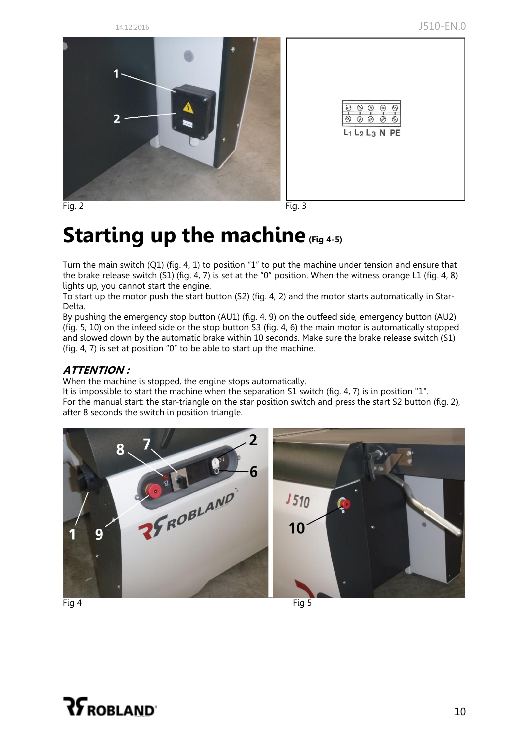Fig. 2

Fig. 3

# Starting up the machine (Fig 4-5)

Turn the main switch (Q1) (fig. 4, 1) to position “1” to put the machine under tension and ensure that the brake release switch (S1) (fig. 4, 7) is set at the “0” position. When the witness orange L1 (fig. 4, 8) lights up, you cannot start the engine.
To start up the motor push the start button (S2) (fig. 4, 2) and the motor starts automatically in Star-Delta.
By pushing the emergency stop button (AU1) (fig. 4. 9) on the outfeed side, emergency button (AU2) (fig. 5, 10) on the infeed side or the stop button S3 (fig. 4, 6) the main motor is automatically stopped and slowed down by the automatic brake within 10 seconds. Make sure the brake release switch (S1) (fig. 4, 7) is set at position “0” to be able to start up the machine.

### *ATTENTION :*

When the machine is stopped, the engine stops automatically.
It is impossible to start the machine when the separation S1 switch (fig. 4, 7) is in position "1".
For the manual start: the star-triangle on the star position switch and press the start S2 button (fig. 2), after 8 seconds the switch in position triangle.

Fig 4

Fig 5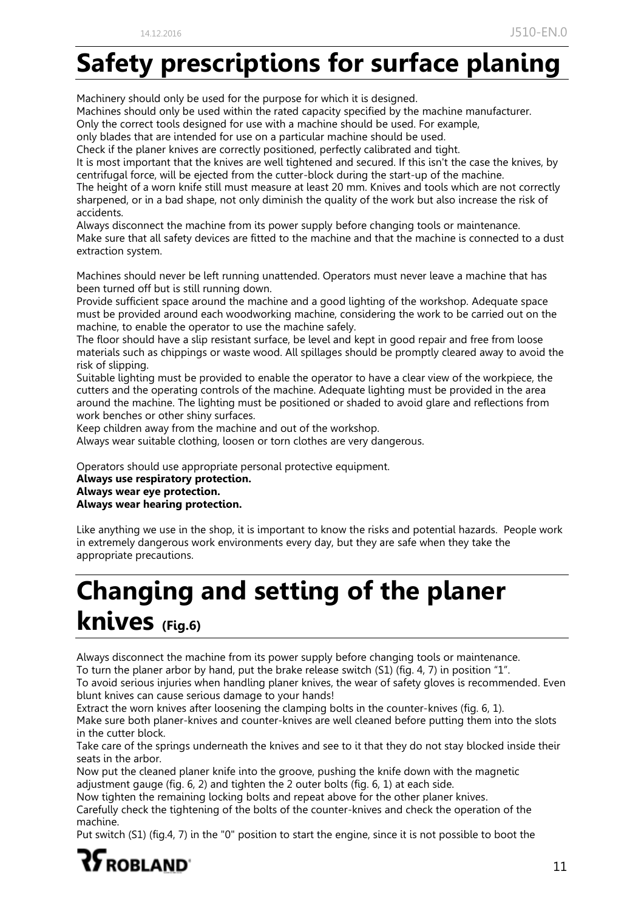# Safety prescriptions for surface planing

Machinery should only be used for the purpose for which it is designed.
Machines should only be used within the rated capacity specified by the machine manufacturer.
Only the correct tools designed for use with a machine should be used. For example,
only blades that are intended for use on a particular machine should be used.
Check if the planer knives are correctly positioned, perfectly calibrated and tight.
It is most important that the knives are well tightened and secured. If this isn't the case the knives, by centrifugal force, will be ejected from the cutter-block during the start-up of the machine.
The height of a worn knife still must measure at least 20 mm. Knives and tools which are not correctly sharpened, or in a bad shape, not only diminish the quality of the work but also increase the risk of accidents.
Always disconnect the machine from its power supply before changing tools or maintenance.
Make sure that all safety devices are fitted to the machine and that the machine is connected to a dust extraction system.

Machines should never be left running unattended. Operators must never leave a machine that has been turned off but is still running down.
Provide sufficient space around the machine and a good lighting of the workshop. Adequate space must be provided around each woodworking machine, considering the work to be carried out on the machine, to enable the operator to use the machine safely.
The floor should have a slip resistant surface, be level and kept in good repair and free from loose materials such as chippings or waste wood. All spillages should be promptly cleared away to avoid the risk of slipping.
Suitable lighting must be provided to enable the operator to have a clear view of the workpiece, the cutters and the operating controls of the machine. Adequate lighting must be provided in the area around the machine. The lighting must be positioned or shaded to avoid glare and reflections from work benches or other shiny surfaces.
Keep children away from the machine and out of the workshop.
Always wear suitable clothing, loosen or torn clothes are very dangerous.

Operators should use appropriate personal protective equipment.
**Always use respiratory protection.**
**Always wear eye protection.**
**Always wear hearing protection.**

Like anything we use in the shop, it is important to know the risks and potential hazards. People work in extremely dangerous work environments every day, but they are safe when they take the appropriate precautions.

# Changing and setting of the planer knives (Fig.6)

Always disconnect the machine from its power supply before changing tools or maintenance.
To turn the planer arbor by hand, put the brake release switch (S1) (fig. 4, 7) in position "1".
To avoid serious injuries when handling planer knives, the wear of safety gloves is recommended. Even blunt knives can cause serious damage to your hands!
Extract the worn knives after loosening the clamping bolts in the counter-knives (fig. 6, 1).
Make sure both planer-knives and counter-knives are well cleaned before putting them into the slots in the cutter block.
Take care of the springs underneath the knives and see to it that they do not stay blocked inside their seats in the arbor.
Now put the cleaned planer knife into the groove, pushing the knife down with the magnetic adjustment gauge (fig. 6, 2) and tighten the 2 outer bolts (fig. 6, 1) at each side.
Now tighten the remaining locking bolts and repeat above for the other planer knives.
Carefully check the tightening of the bolts of the counter-knives and check the operation of the machine.
Put switch (S1) (fig.4, 7) in the "0" position to start the engine, since it is not possible to boot the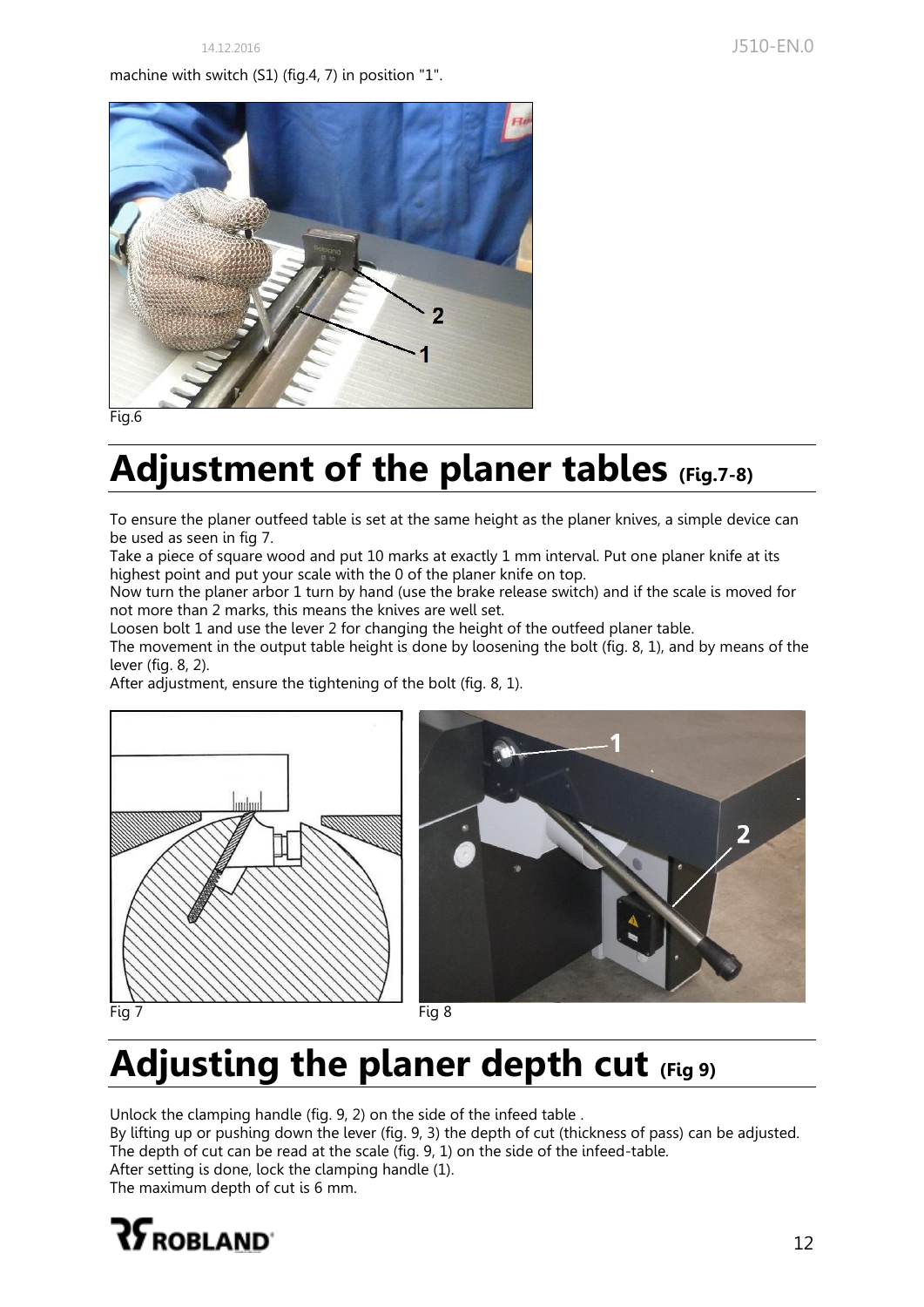machine with switch (S1) (fig.4, 7) in position "1".

Fig.6

# Adjustment of the planer tables (Fig.7-8)

To ensure the planer outfeed table is set at the same height as the planer knives, a simple device can be used as seen in fig 7.
Take a piece of square wood and put 10 marks at exactly 1 mm interval. Put one planer knife at its highest point and put your scale with the 0 of the planer knife on top.
Now turn the planer arbor 1 turn by hand (use the brake release switch) and if the scale is moved for not more than 2 marks, this means the knives are well set.
Loosen bolt 1 and use the lever 2 for changing the height of the outfeed planer table.
The movement in the output table height is done by loosening the bolt (fig. 8, 1), and by means of the lever (fig. 8, 2).
After adjustment, ensure the tightening of the bolt (fig. 8, 1).

Fig 7

Fig 8

# Adjusting the planer depth cut (Fig 9)

Unlock the clamping handle (fig. 9, 2) on the side of the infeed table .
By lifting up or pushing down the lever (fig. 9, 3) the depth of cut (thickness of pass) can be adjusted.
The depth of cut can be read at the scale (fig. 9, 1) on the side of the infeed-table.
After setting is done, lock the clamping handle (1).
The maximum depth of cut is 6 mm.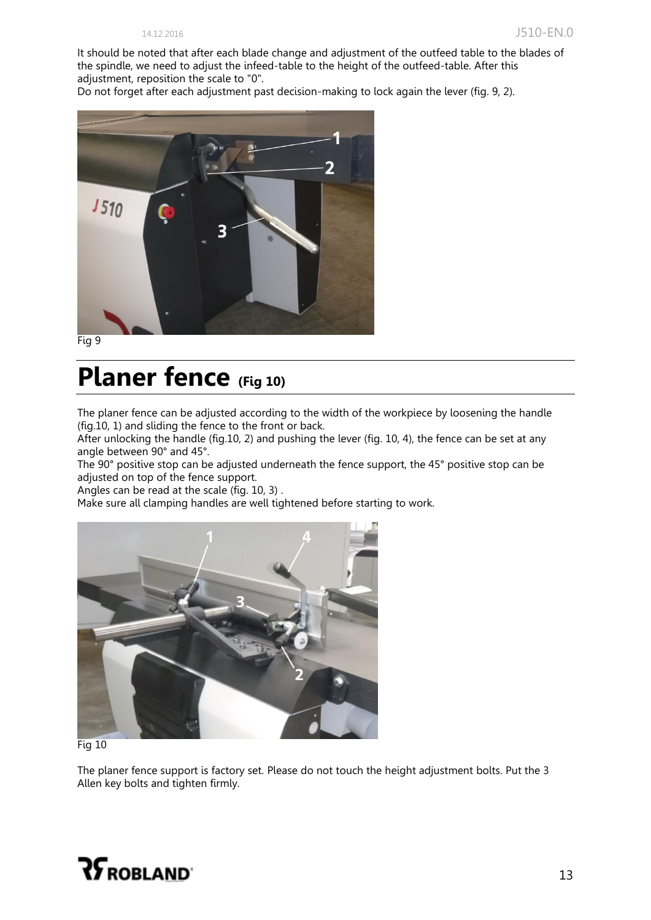It should be noted that after each blade change and adjustment of the outfeed table to the blades of the spindle, we need to adjust the infeed-table to the height of the outfeed-table. After this adjustment, reposition the scale to "0".
Do not forget after each adjustment past decision-making to lock again the lever (fig. 9, 2).

Fig 9

# Planer fence (Fig 10)

The planer fence can be adjusted according to the width of the workpiece by loosening the handle (fig.10, 1) and sliding the fence to the front or back.
After unlocking the handle (fig.10, 2) and pushing the lever (fig. 10, 4), the fence can be set at any angle between 90° and 45°.
The 90° positive stop can be adjusted underneath the fence support, the 45° positive stop can be adjusted on top of the fence support.
Angles can be read at the scale (fig. 10, 3) .
Make sure all clamping handles are well tightened before starting to work.

Fig 10

The planer fence support is factory set. Please do not touch the height adjustment bolts. Put the 3 Allen key bolts and tighten firmly.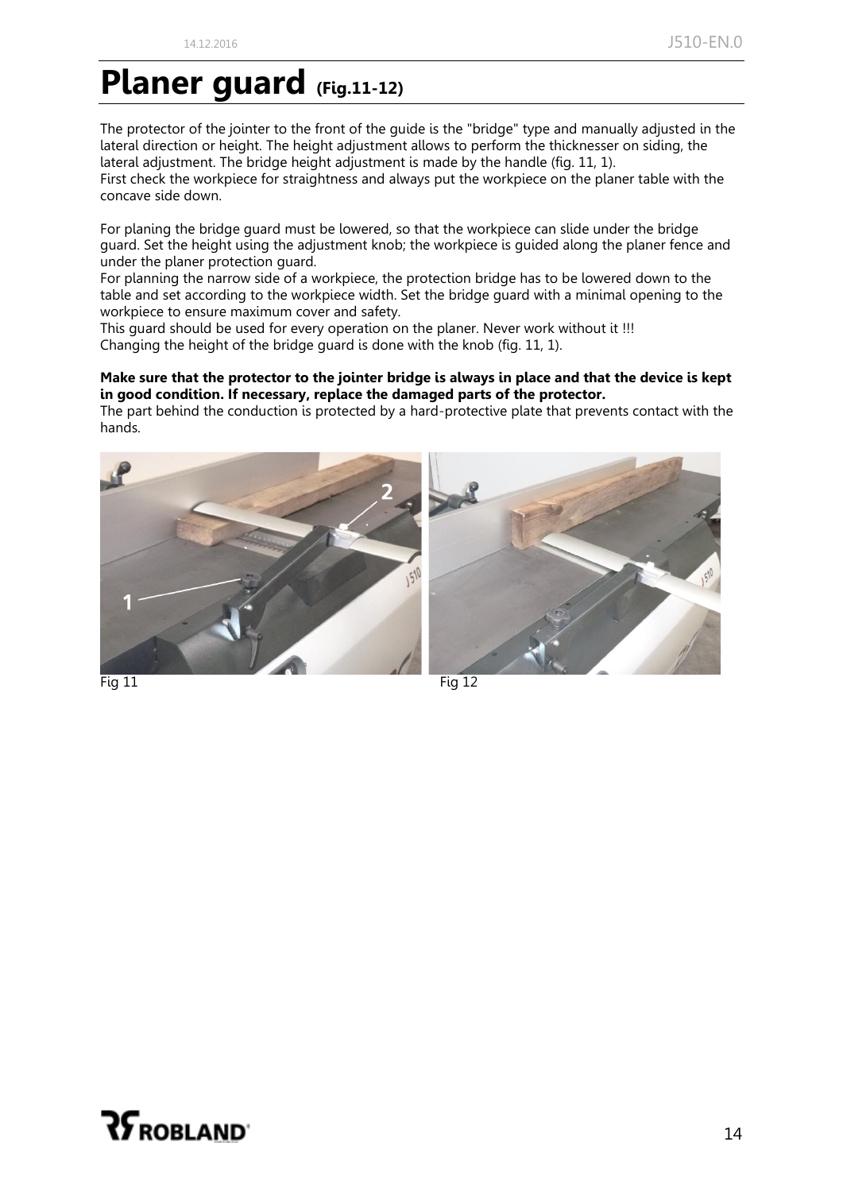# Planer guard (Fig.11-12)

The protector of the jointer to the front of the guide is the "bridge" type and manually adjusted in the lateral direction or height. The height adjustment allows to perform the thicknesser on siding, the lateral adjustment. The bridge height adjustment is made by the handle (fig. 11, 1).
First check the workpiece for straightness and always put the workpiece on the planer table with the concave side down.

For planing the bridge guard must be lowered, so that the workpiece can slide under the bridge guard. Set the height using the adjustment knob; the workpiece is guided along the planer fence and under the planer protection guard.
For planning the narrow side of a workpiece, the protection bridge has to be lowered down to the table and set according to the workpiece width. Set the bridge guard with a minimal opening to the workpiece to ensure maximum cover and safety.
This guard should be used for every operation on the planer. Never work without it !!!
Changing the height of the bridge guard is done with the knob (fig. 11, 1).

**Make sure that the protector to the jointer bridge is always in place and that the device is kept in good condition. If necessary, replace the damaged parts of the protector.**
The part behind the conduction is protected by a hard-protective plate that prevents contact with the hands.

Fig 11

Fig 12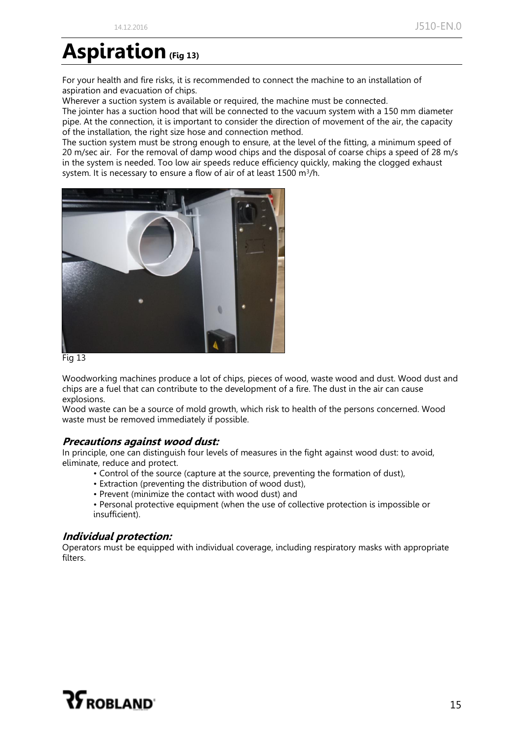# Aspiration (Fig 13)

For your health and fire risks, it is recommended to connect the machine to an installation of aspiration and evacuation of chips.

Wherever a suction system is available or required, the machine must be connected.

The jointer has a suction hood that will be connected to the vacuum system with a 150 mm diameter pipe. At the connection, it is important to consider the direction of movement of the air, the capacity of the installation, the right size hose and connection method.

The suction system must be strong enough to ensure, at the level of the fitting, a minimum speed of 20 m/sec air. For the removal of damp wood chips and the disposal of coarse chips a speed of 28 m/s in the system is needed. Too low air speeds reduce efficiency quickly, making the clogged exhaust system. It is necessary to ensure a flow of air of at least 1500 m³/h.

Fig 13

Woodworking machines produce a lot of chips, pieces of wood, waste wood and dust. Wood dust and chips are a fuel that can contribute to the development of a fire. The dust in the air can cause explosions.

Wood waste can be a source of mold growth, which risk to health of the persons concerned. Wood waste must be removed immediately if possible.

### *Precautions against wood dust:*

In principle, one can distinguish four levels of measures in the fight against wood dust: to avoid, eliminate, reduce and protect.

- Control of the source (capture at the source, preventing the formation of dust),
- Extraction (preventing the distribution of wood dust),
- Prevent (minimize the contact with wood dust) and
- Personal protective equipment (when the use of collective protection is impossible or insufficient).

### *Individual protection:*

Operators must be equipped with individual coverage, including respiratory masks with appropriate filters.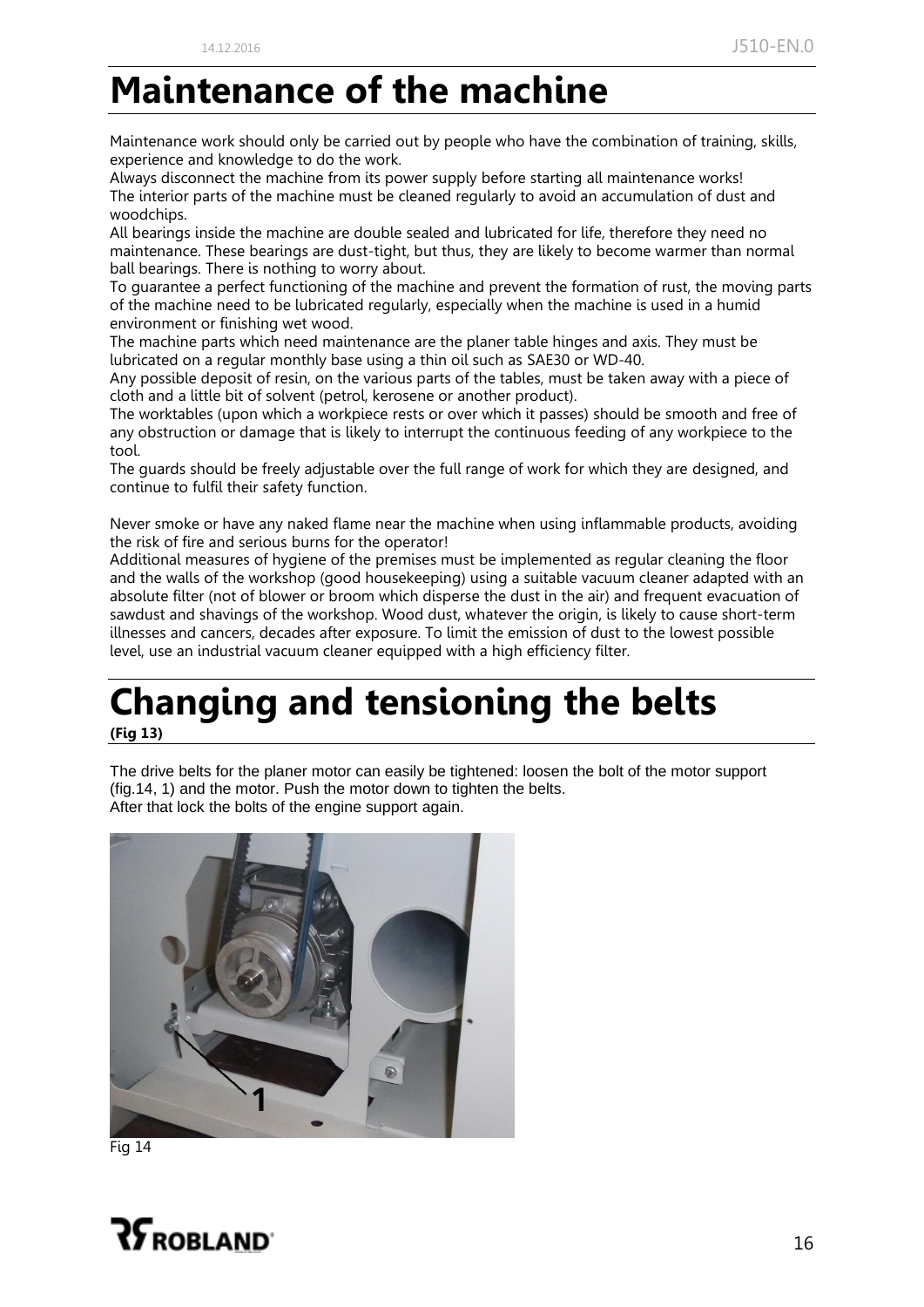# Maintenance of the machine

Maintenance work should only be carried out by people who have the combination of training, skills, experience and knowledge to do the work.
Always disconnect the machine from its power supply before starting all maintenance works!
The interior parts of the machine must be cleaned regularly to avoid an accumulation of dust and woodchips.
All bearings inside the machine are double sealed and lubricated for life, therefore they need no maintenance. These bearings are dust-tight, but thus, they are likely to become warmer than normal ball bearings. There is nothing to worry about.
To guarantee a perfect functioning of the machine and prevent the formation of rust, the moving parts of the machine need to be lubricated regularly, especially when the machine is used in a humid environment or finishing wet wood.
The machine parts which need maintenance are the planer table hinges and axis. They must be lubricated on a regular monthly base using a thin oil such as SAE30 or WD-40.
Any possible deposit of resin, on the various parts of the tables, must be taken away with a piece of cloth and a little bit of solvent (petrol, kerosene or another product).
The worktables (upon which a workpiece rests or over which it passes) should be smooth and free of any obstruction or damage that is likely to interrupt the continuous feeding of any workpiece to the tool.
The guards should be freely adjustable over the full range of work for which they are designed, and continue to fulfil their safety function.

Never smoke or have any naked flame near the machine when using inflammable products, avoiding the risk of fire and serious burns for the operator!
Additional measures of hygiene of the premises must be implemented as regular cleaning the floor and the walls of the workshop (good housekeeping) using a suitable vacuum cleaner adapted with an absolute filter (not of blower or broom which disperse the dust in the air) and frequent evacuation of sawdust and shavings of the workshop. Wood dust, whatever the origin, is likely to cause short-term illnesses and cancers, decades after exposure. To limit the emission of dust to the lowest possible level, use an industrial vacuum cleaner equipped with a high efficiency filter.

# Changing and tensioning the belts

**(Fig 13)**

The drive belts for the planer motor can easily be tightened: loosen the bolt of the motor support (fig.14, 1) and the motor. Push the motor down to tighten the belts.
After that lock the bolts of the engine support again.

Fig 14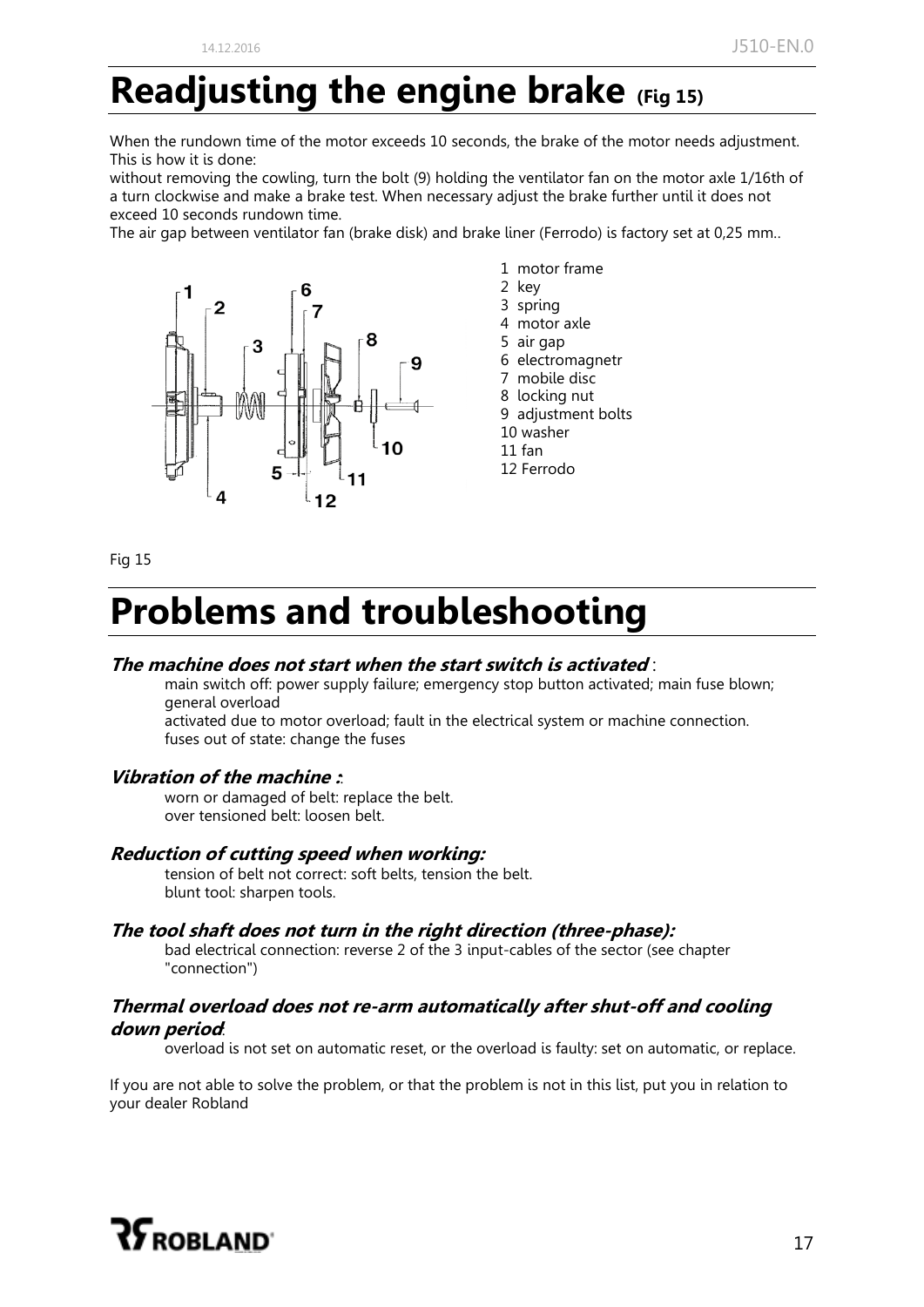# Readjusting the engine brake (Fig 15)

When the rundown time of the motor exceeds 10 seconds, the brake of the motor needs adjustment. This is how it is done:

without removing the cowling, turn the bolt (9) holding the ventilator fan on the motor axle 1/16th of a turn clockwise and make a brake test. When necessary adjust the brake further until it does not exceed 10 seconds rundown time.

The air gap between ventilator fan (brake disk) and brake liner (Ferrodo) is factory set at 0,25 mm..

1 motor frame
2 key
3 spring
4 motor axle
5 air gap
6 electromagnetr
7 mobile disc
8 locking nut
9 adjustment bolts
10 washer
11 fan
12 Ferrodo

Fig 15

# Problems and troubleshooting

***The machine does not start when the start switch is activated*** :

main switch off: power supply failure; emergency stop button activated; main fuse blown; general overload
activated due to motor overload; fault in the electrical system or machine connection.
fuses out of state: change the fuses

***Vibration of the machine :***:

worn or damaged of belt: replace the belt.
over tensioned belt: loosen belt.

***Reduction of cutting speed when working:***

tension of belt not correct: soft belts, tension the belt.
blunt tool: sharpen tools.

***The tool shaft does not turn in the right direction (three-phase):***

bad electrical connection: reverse 2 of the 3 input-cables of the sector (see chapter "connection")

***Thermal overload does not re-arm automatically after shut-off and cooling down period***:

overload is not set on automatic reset, or the overload is faulty: set on automatic, or replace.

If you are not able to solve the problem, or that the problem is not in this list, put you in relation to your dealer Robland